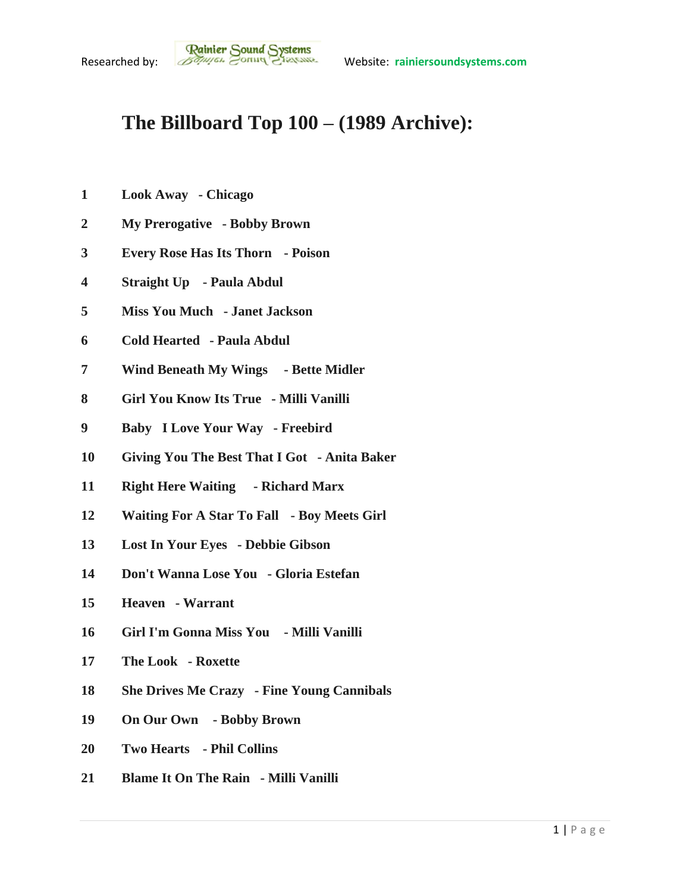Researched by: Rainier Sound Systems Website: rainiersoundsystems.com

# The Billboard Top 100 – (1989 Archive):

| | |
|---|---|
| 1 | Look Away - Chicago |
| 2 | My Prerogative - Bobby Brown |
| 3 | Every Rose Has Its Thorn - Poison |
| 4 | Straight Up - Paula Abdul |
| 5 | Miss You Much - Janet Jackson |
| 6 | Cold Hearted - Paula Abdul |
| 7 | Wind Beneath My Wings - Bette Midler |
| 8 | Girl You Know Its True - Milli Vanilli |
| 9 | Baby I Love Your Way - Freebird |
| 10 | Giving You The Best That I Got - Anita Baker |
| 11 | Right Here Waiting - Richard Marx |
| 12 | Waiting For A Star To Fall - Boy Meets Girl |
| 13 | Lost In Your Eyes - Debbie Gibson |
| 14 | Don't Wanna Lose You - Gloria Estefan |
| 15 | Heaven - Warrant |
| 16 | Girl I'm Gonna Miss You - Milli Vanilli |
| 17 | The Look - Roxette |
| 18 | She Drives Me Crazy - Fine Young Cannibals |
| 19 | On Our Own - Bobby Brown |
| 20 | Two Hearts - Phil Collins |
| 21 | Blame It On The Rain - Milli Vanilli |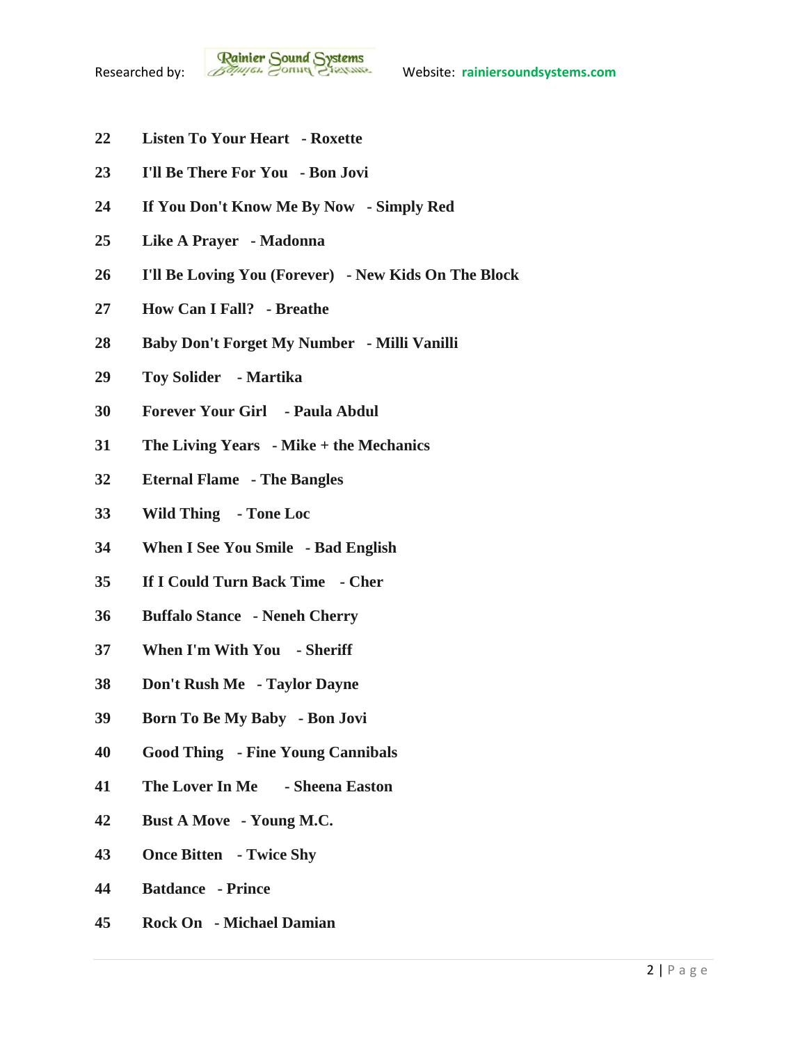22. **Listen To Your Heart - Roxette**
23. **I'll Be There For You - Bon Jovi**
24. **If You Don't Know Me By Now - Simply Red**
25. **Like A Prayer - Madonna**
26. **I'll Be Loving You (Forever) - New Kids On The Block**
27. **How Can I Fall? - Breathe**
28. **Baby Don't Forget My Number - Milli Vanilli**
29. **Toy Solider - Martika**
30. **Forever Your Girl - Paula Abdul**
31. **The Living Years - Mike + the Mechanics**
32. **Eternal Flame - The Bangles**
33. **Wild Thing - Tone Loc**
34. **When I See You Smile - Bad English**
35. **If I Could Turn Back Time - Cher**
36. **Buffalo Stance - Neneh Cherry**
37. **When I'm With You - Sheriff**
38. **Don't Rush Me - Taylor Dayne**
39. **Born To Be My Baby - Bon Jovi**
40. **Good Thing - Fine Young Cannibals**
41. **The Lover In Me - Sheena Easton**
42. **Bust A Move - Young M.C.**
43. **Once Bitten - Twice Shy**
44. **Batdance - Prince**
45. **Rock On - Michael Damian**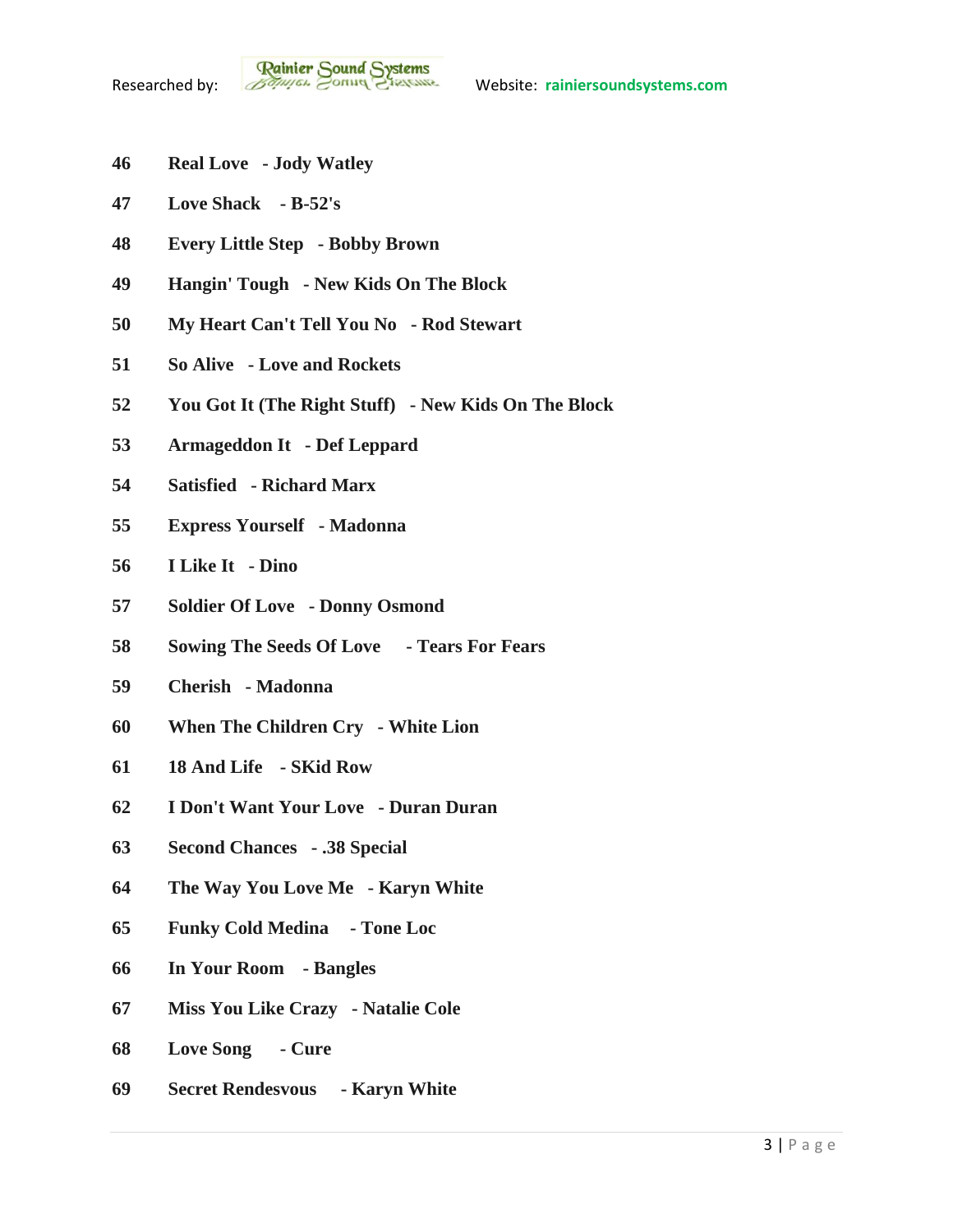**46 Real Love - Jody Watley**

**47 Love Shack - B-52's**

**48 Every Little Step - Bobby Brown**

**49 Hangin' Tough - New Kids On The Block**

**50 My Heart Can't Tell You No - Rod Stewart**

**51 So Alive - Love and Rockets**

**52 You Got It (The Right Stuff) - New Kids On The Block**

**53 Armageddon It - Def Leppard**

**54 Satisfied - Richard Marx**

**55 Express Yourself - Madonna**

**56 I Like It - Dino**

**57 Soldier Of Love - Donny Osmond**

**58 Sowing The Seeds Of Love - Tears For Fears**

**59 Cherish - Madonna**

**60 When The Children Cry - White Lion**

**61 18 And Life - SKid Row**

**62 I Don't Want Your Love - Duran Duran**

**63 Second Chances - .38 Special**

**64 The Way You Love Me - Karyn White**

**65 Funky Cold Medina - Tone Loc**

**66 In Your Room - Bangles**

**67 Miss You Like Crazy - Natalie Cole**

**68 Love Song - Cure**

**69 Secret Rendesvous - Karyn White**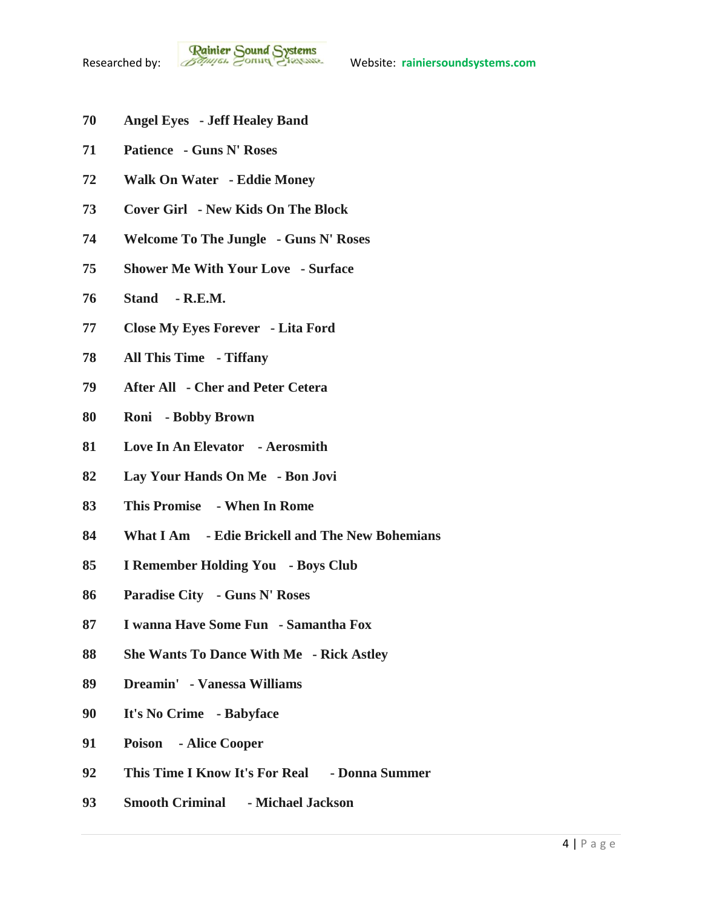**70 Angel Eyes - Jeff Healey Band**

**71 Patience - Guns N' Roses**

**72 Walk On Water - Eddie Money**

**73 Cover Girl - New Kids On The Block**

**74 Welcome To The Jungle - Guns N' Roses**

**75 Shower Me With Your Love - Surface**

**76 Stand - R.E.M.**

**77 Close My Eyes Forever - Lita Ford**

**78 All This Time - Tiffany**

**79 After All - Cher and Peter Cetera**

**80 Roni - Bobby Brown**

**81 Love In An Elevator - Aerosmith**

**82 Lay Your Hands On Me - Bon Jovi**

**83 This Promise - When In Rome**

**84 What I Am - Edie Brickell and The New Bohemians**

**85 I Remember Holding You - Boys Club**

**86 Paradise City - Guns N' Roses**

**87 I wanna Have Some Fun - Samantha Fox**

**88 She Wants To Dance With Me - Rick Astley**

**89 Dreamin' - Vanessa Williams**

**90 It's No Crime - Babyface**

**91 Poison - Alice Cooper**

**92 This Time I Know It's For Real - Donna Summer**

**93 Smooth Criminal - Michael Jackson**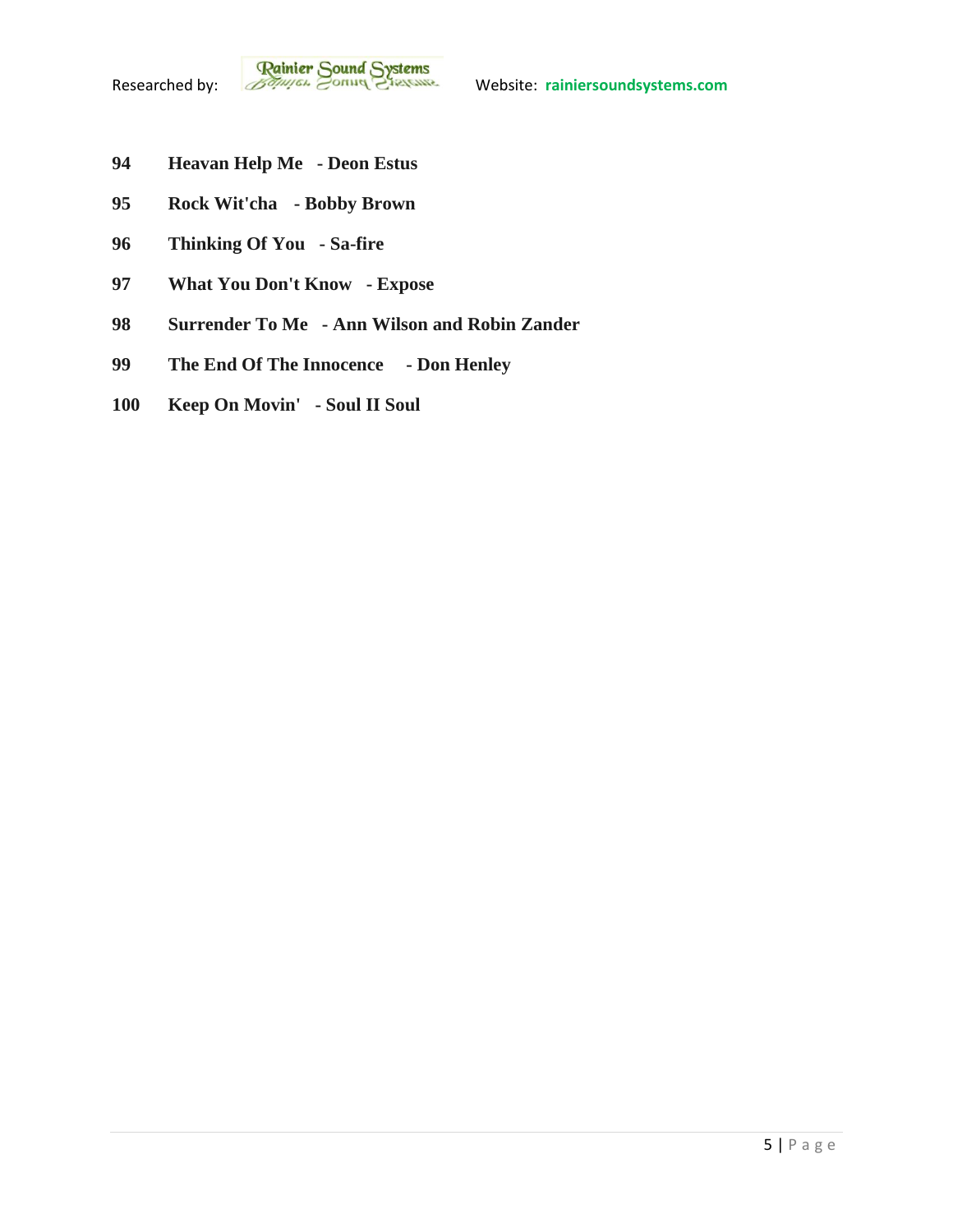94. **Heavan Help Me - Deon Estus**
95. **Rock Wit'cha - Bobby Brown**
96. **Thinking Of You - Sa-fire**
97. **What You Don't Know - Expose**
98. **Surrender To Me - Ann Wilson and Robin Zander**
99. **The End Of The Innocence - Don Henley**
100. **Keep On Movin' - Soul II Soul**